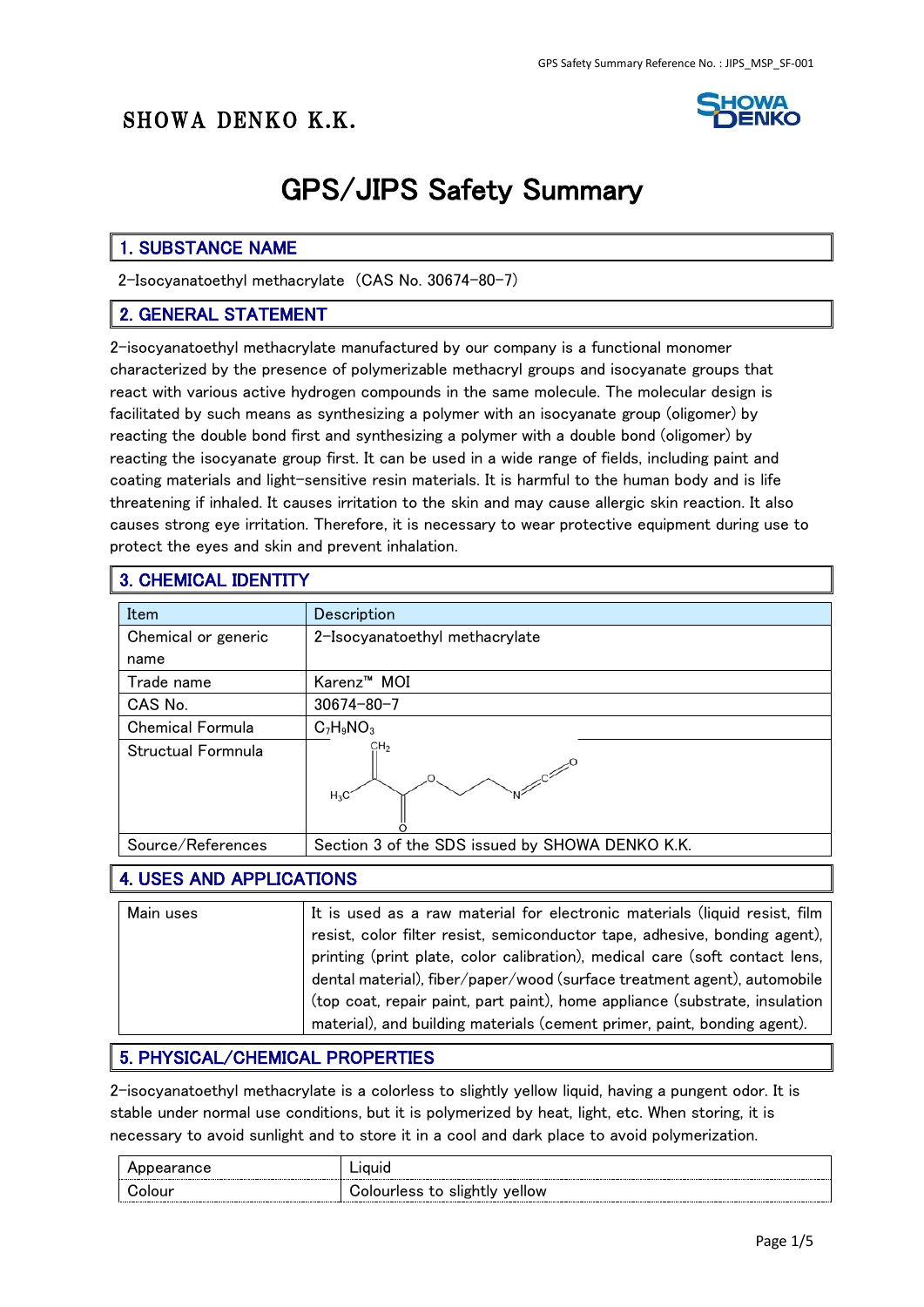SHOWA DENKO K.K.

# GPS/JIPS Safety Summary

## 1. SUBSTANCE NAME

2-Isocyanatoethyl methacrylate (CAS No. 30674-80-7)

## 2. GENERAL STATEMENT

2-isocyanatoethyl methacrylate manufactured by our company is a functional monomer characterized by the presence of polymerizable methacryl groups and isocyanate groups that react with various active hydrogen compounds in the same molecule. The molecular design is facilitated by such means as synthesizing a polymer with an isocyanate group (oligomer) by reacting the double bond first and synthesizing a polymer with a double bond (oligomer) by reacting the isocyanate group first. It can be used in a wide range of fields, including paint and coating materials and light-sensitive resin materials. It is harmful to the human body and is life threatening if inhaled. It causes irritation to the skin and may cause allergic skin reaction. It also causes strong eye irritation. Therefore, it is necessary to wear protective equipment during use to protect the eyes and skin and prevent inhalation.

## 3. CHEMICAL IDENTITY

| Item | Description |
|---|---|
| Chemical or generic name | 2-Isocyanatoethyl methacrylate |
| Trade name | Karenz™ MOI |
| CAS No. | 30674-80-7 |
| Chemical Formula | $C_7H_9NO_3$ |
| Structual Formnula | $CH_2$, $H_3C$, O, O, N, C, O |
| Source/References | Section 3 of the SDS issued by SHOWA DENKO K.K. |

## 4. USES AND APPLICATIONS

| Main uses | It is used as a raw material for electronic materials (liquid resist, film resist, color filter resist, semiconductor tape, adhesive, bonding agent), printing (print plate, color calibration), medical care (soft contact lens, dental material), fiber/paper/wood (surface treatment agent), automobile (top coat, repair paint, part paint), home appliance (substrate, insulation material), and building materials (cement primer, paint, bonding agent). |
|---|---|

## 5. PHYSICAL/CHEMICAL PROPERTIES

2-isocyanatoethyl methacrylate is a colorless to slightly yellow liquid, having a pungent odor. It is stable under normal use conditions, but it is polymerized by heat, light, etc. When storing, it is necessary to avoid sunlight and to store it in a cool and dark place to avoid polymerization.

| Appearance | Liquid |
|---|---|
| Colour | Colourless to slightly yellow |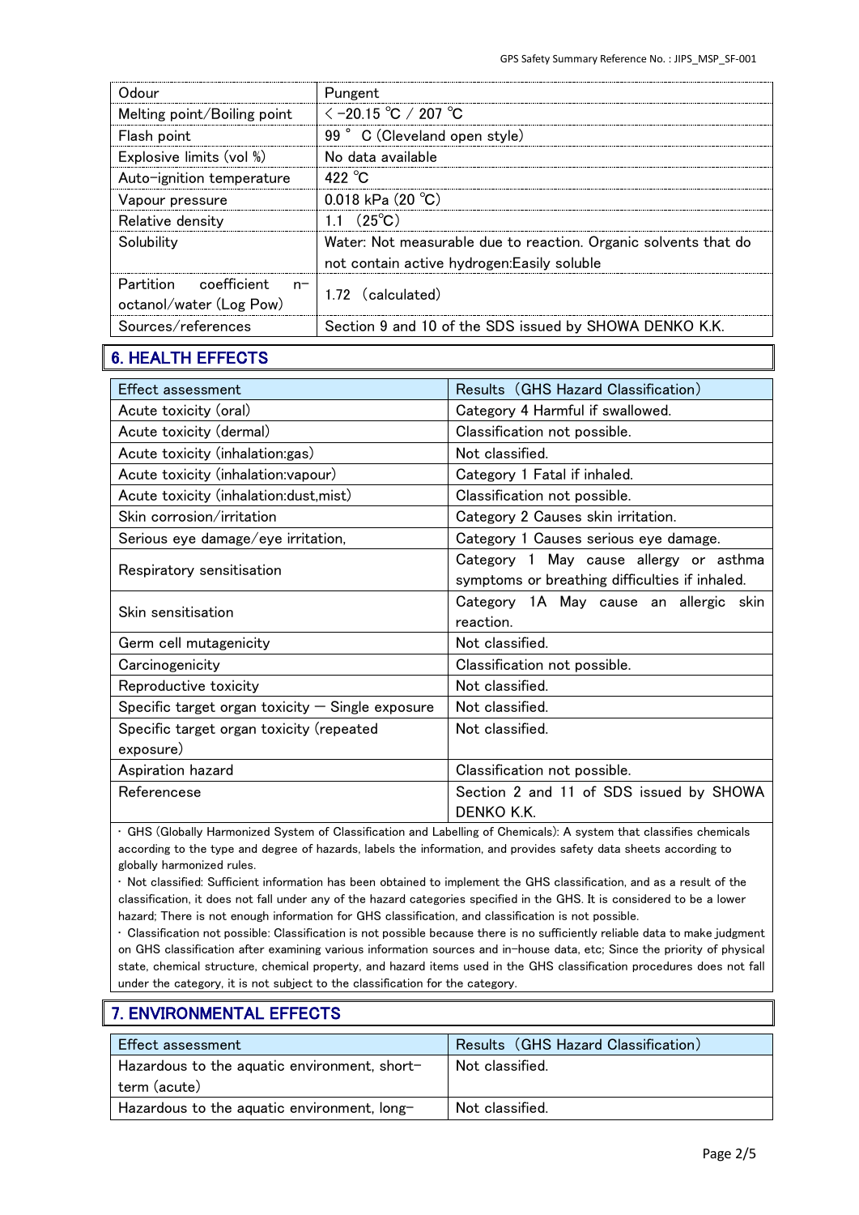| Odour | Pungent |
|---|---|
| Melting point/Boiling point | < −20.15 ℃ / 207 ℃ |
| Flash point | 99 ° C (Cleveland open style) |
| Explosive limits (vol %) | No data available |
| Auto-ignition temperature | 422 ℃ |
| Vapour pressure | 0.018 kPa (20 ℃) |
| Relative density | 1.1 (25℃) |
| Solubility | Water: Not measurable due to reaction. Organic solvents that do not contain active hydrogen:Easily soluble |
| Partition coefficient n-octanol/water (Log Pow) | 1.72 (calculated) |
| Sources/references | Section 9 and 10 of the SDS issued by SHOWA DENKO K.K. |

## 6. HEALTH EFFECTS

| Effect assessment | Results (GHS Hazard Classification) |
|---|---|
| Acute toxicity (oral) | Category 4 Harmful if swallowed. |
| Acute toxicity (dermal) | Classification not possible. |
| Acute toxicity (inhalation:gas) | Not classified. |
| Acute toxicity (inhalation:vapour) | Category 1 Fatal if inhaled. |
| Acute toxicity (inhalation:dust,mist) | Classification not possible. |
| Skin corrosion/irritation | Category 2 Causes skin irritation. |
| Serious eye damage/eye irritation, | Category 1 Causes serious eye damage. |
| Respiratory sensitisation | Category 1 May cause allergy or asthma symptoms or breathing difficulties if inhaled. |
| Skin sensitisation | Category 1A May cause an allergic skin reaction. |
| Germ cell mutagenicity | Not classified. |
| Carcinogenicity | Classification not possible. |
| Reproductive toxicity | Not classified. |
| Specific target organ toxicity − Single exposure | Not classified. |
| Specific target organ toxicity (repeated exposure) | Not classified. |
| Aspiration hazard | Classification not possible. |
| Referencese | Section 2 and 11 of SDS issued by SHOWA DENKO K.K. |

・GHS (Globally Harmonized System of Classification and Labelling of Chemicals): A system that classifies chemicals according to the type and degree of hazards, labels the information, and provides safety data sheets according to globally harmonized rules.

・Not classified: Sufficient information has been obtained to implement the GHS classification, and as a result of the classification, it does not fall under any of the hazard categories specified in the GHS. It is considered to be a lower hazard; There is not enough information for GHS classification, and classification is not possible.

・Classification not possible: Classification is not possible because there is no sufficiently reliable data to make judgment on GHS classification after examining various information sources and in-house data, etc; Since the priority of physical state, chemical structure, chemical property, and hazard items used in the GHS classification procedures does not fall under the category, it is not subject to the classification for the category.

## 7. ENVIRONMENTAL EFFECTS

| Effect assessment | Results (GHS Hazard Classification) |
|---|---|
| Hazardous to the aquatic environment, short-term (acute) | Not classified. |
| Hazardous to the aquatic environment, long- | Not classified. |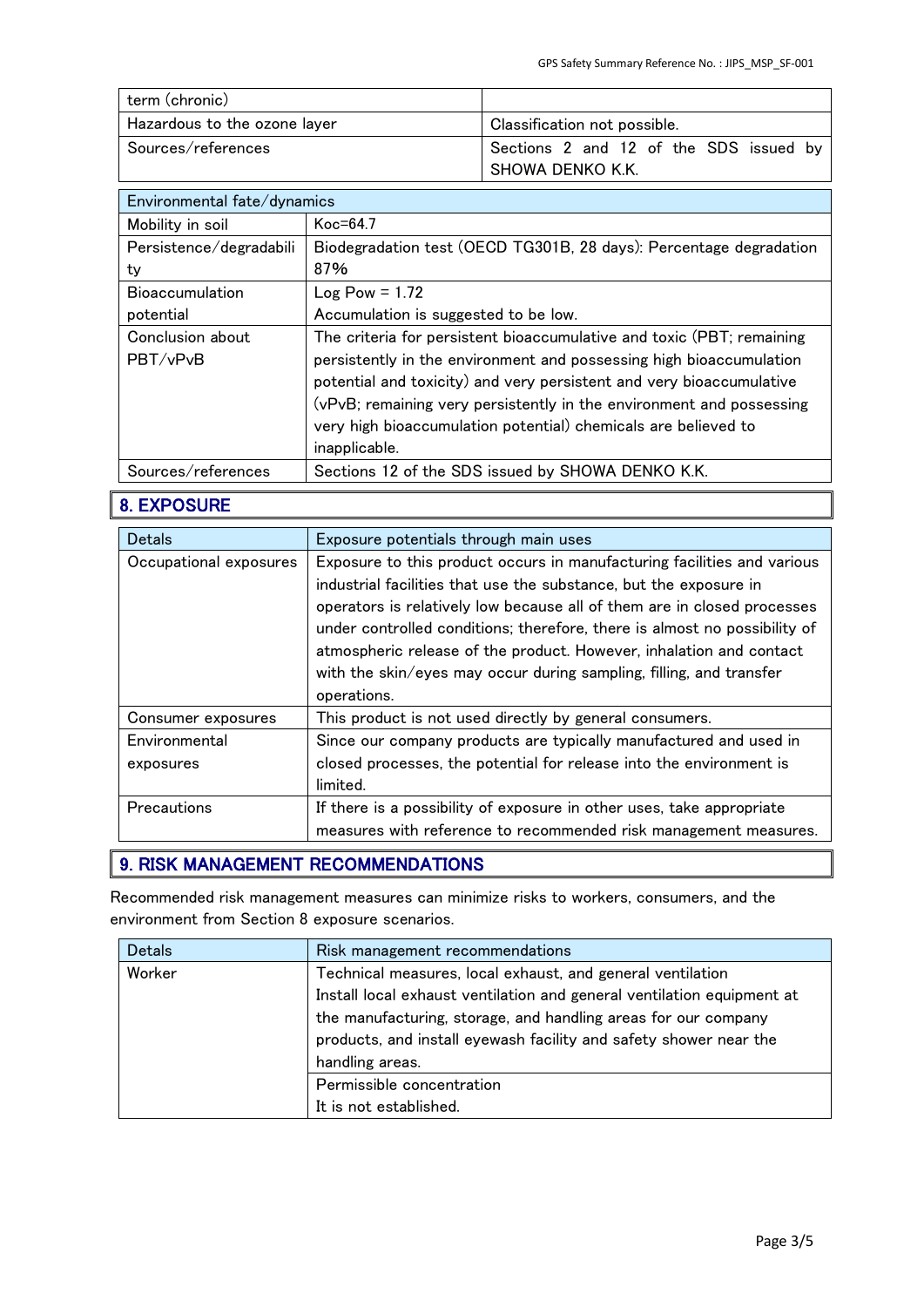| term (chronic) | |
|---|---|
| Hazardous to the ozone layer | Classification not possible. |
| Sources/references | Sections 2 and 12 of the SDS issued by SHOWA DENKO K.K. |

| Environmental fate/dynamics | |
|---|---|
| Mobility in soil | Koc=64.7 |
| Persistence/degradability | Biodegradation test (OECD TG301B, 28 days): Percentage degradation 87% |
| Bioaccumulation potential | Log Pow = 1.72<br>Accumulation is suggested to be low. |
| Conclusion about PBT/vPvB | The criteria for persistent bioaccumulative and toxic (PBT; remaining persistently in the environment and possessing high bioaccumulation potential and toxicity) and very persistent and very bioaccumulative (vPvB; remaining very persistently in the environment and possessing very high bioaccumulation potential) chemicals are believed to inapplicable. |
| Sources/references | Sections 12 of the SDS issued by SHOWA DENKO K.K. |

## 8. EXPOSURE

| Detals | Exposure potentials through main uses |
|---|---|
| Occupational exposures | Exposure to this product occurs in manufacturing facilities and various industrial facilities that use the substance, but the exposure in operators is relatively low because all of them are in closed processes under controlled conditions; therefore, there is almost no possibility of atmospheric release of the product. However, inhalation and contact with the skin/eyes may occur during sampling, filling, and transfer operations. |
| Consumer exposures | This product is not used directly by general consumers. |
| Environmental exposures | Since our company products are typically manufactured and used in closed processes, the potential for release into the environment is limited. |
| Precautions | If there is a possibility of exposure in other uses, take appropriate measures with reference to recommended risk management measures. |

## 9. RISK MANAGEMENT RECOMMENDATIONS

Recommended risk management measures can minimize risks to workers, consumers, and the environment from Section 8 exposure scenarios.

| Detals | Risk management recommendations |
|---|---|
| Worker | Technical measures, local exhaust, and general ventilation<br>Install local exhaust ventilation and general ventilation equipment at the manufacturing, storage, and handling areas for our company products, and install eyewash facility and safety shower near the handling areas. |
| | Permissible concentration<br>It is not established. |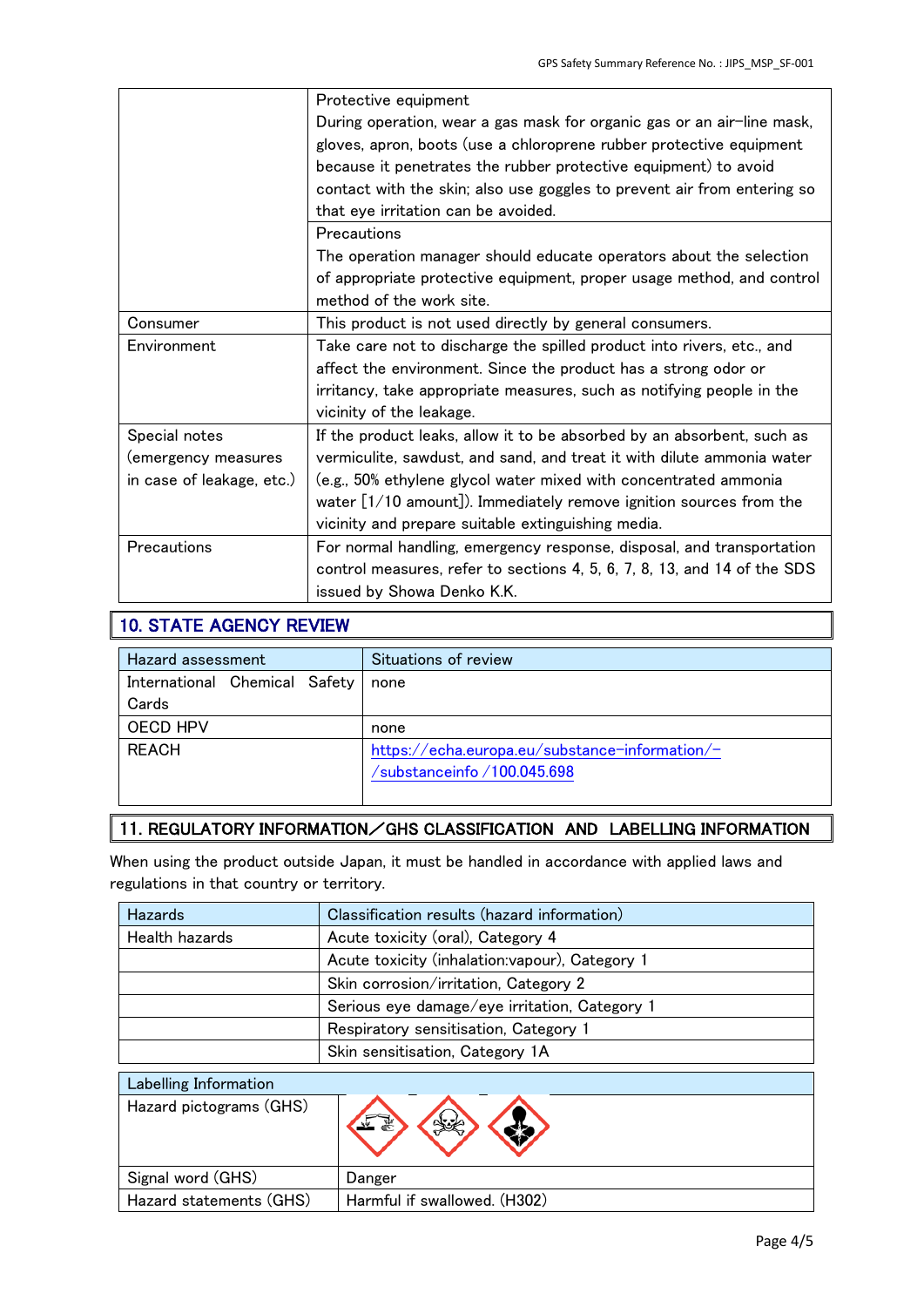| | |
|---|---|
| | Protective equipment<br>During operation, wear a gas mask for organic gas or an air–line mask, gloves, apron, boots (use a chloroprene rubber protective equipment because it penetrates the rubber protective equipment) to avoid contact with the skin; also use goggles to prevent air from entering so that eye irritation can be avoided. |
| | Precautions<br>The operation manager should educate operators about the selection of appropriate protective equipment, proper usage method, and control method of the work site. |
| Consumer | This product is not used directly by general consumers. |
| Environment | Take care not to discharge the spilled product into rivers, etc., and affect the environment. Since the product has a strong odor or irritancy, take appropriate measures, such as notifying people in the vicinity of the leakage. |
| Special notes (emergency measures in case of leakage, etc.) | If the product leaks, allow it to be absorbed by an absorbent, such as vermiculite, sawdust, and sand, and treat it with dilute ammonia water (e.g., 50% ethylene glycol water mixed with concentrated ammonia water [1/10 amount]). Immediately remove ignition sources from the vicinity and prepare suitable extinguishing media. |
| Precautions | For normal handling, emergency response, disposal, and transportation control measures, refer to sections 4, 5, 6, 7, 8, 13, and 14 of the SDS issued by Showa Denko K.K. |

## 10. STATE AGENCY REVIEW

| Hazard assessment | Situations of review |
|---|---|
| International Chemical Safety Cards | none |
| OECD HPV | none |
| REACH | https://echa.europa.eu/substance-information/-/substanceinfo/100.045.698 |

## 11. REGULATORY INFORMATION／GHS CLASSIFICATION AND LABELLING INFORMATION

When using the product outside Japan, it must be handled in accordance with applied laws and regulations in that country or territory.

| Hazards | Classification results (hazard information) |
|---|---|
| Health hazards | Acute toxicity (oral), Category 4 |
| | Acute toxicity (inhalation:vapour), Category 1 |
| | Skin corrosion/irritation, Category 2 |
| | Serious eye damage/eye irritation, Category 1 |
| | Respiratory sensitisation, Category 1 |
| | Skin sensitisation, Category 1A |

| Labelling Information | |
|---|---|
| Hazard pictograms (GHS) | |
| Signal word (GHS) | Danger |
| Hazard statements (GHS) | Harmful if swallowed. (H302) |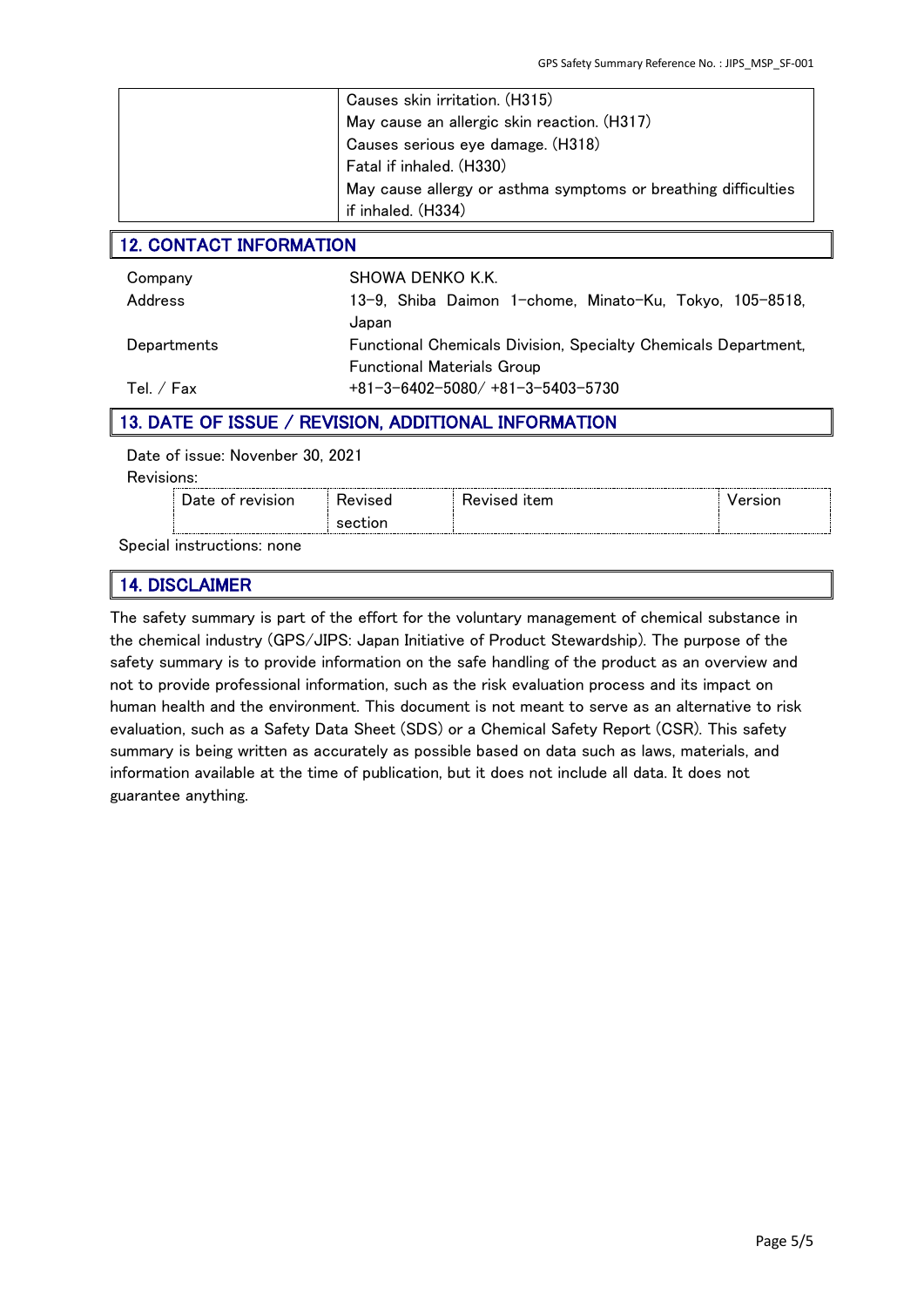| | |
|---|---|
| | Causes skin irritation. (H315)<br>May cause an allergic skin reaction. (H317)<br>Causes serious eye damage. (H318)<br>Fatal if inhaled. (H330)<br>May cause allergy or asthma symptoms or breathing difficulties if inhaled. (H334) |

## 12. CONTACT INFORMATION

| | |
|---|---|
| Company | SHOWA DENKO K.K. |
| Address | 13-9, Shiba Daimon 1-chome, Minato-Ku, Tokyo, 105-8518, Japan |
| Departments | Functional Chemicals Division, Specialty Chemicals Department, Functional Materials Group |
| Tel. / Fax | +81-3-6402-5080/ +81-3-5403-5730 |

## 13. DATE OF ISSUE / REVISION, ADDITIONAL INFORMATION

Date of issue: Novenber 30, 2021

Revisions:

| Date of revision | Revised section | Revised item | Version |
|---|---|---|---|

Special instructions: none

## 14. DISCLAIMER

The safety summary is part of the effort for the voluntary management of chemical substance in the chemical industry (GPS/JIPS: Japan Initiative of Product Stewardship). The purpose of the safety summary is to provide information on the safe handling of the product as an overview and not to provide professional information, such as the risk evaluation process and its impact on human health and the environment. This document is not meant to serve as an alternative to risk evaluation, such as a Safety Data Sheet (SDS) or a Chemical Safety Report (CSR). This safety summary is being written as accurately as possible based on data such as laws, materials, and information available at the time of publication, but it does not include all data. It does not guarantee anything.